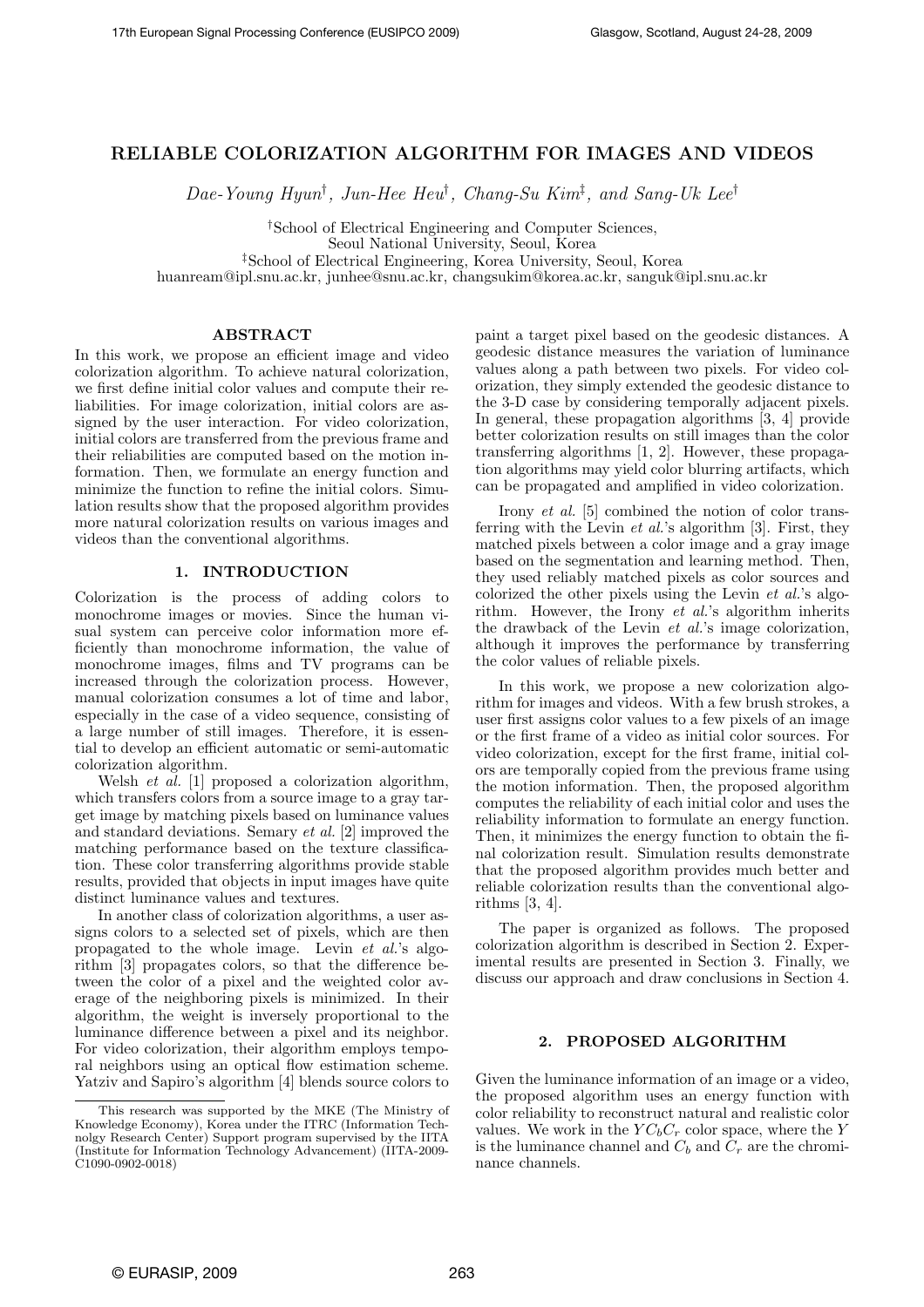# RELIABLE COLORIZATION ALGORITHM FOR IMAGES AND VIDEOS

*Dae-Young Hyun*[†], *Jun-Hee Heu*[†], *Chang-Su Kim*[‡], *and Sang-Uk Lee*[†]

[†]School of Electrical Engineering and Computer Sciences,
Seoul National University, Seoul, Korea
[‡]School of Electrical Engineering, Korea University, Seoul, Korea
huanream@ipl.snu.ac.kr, junhee@snu.ac.kr, changsukim@korea.ac.kr, sanguk@ipl.snu.ac.kr

## ABSTRACT

In this work, we propose an efficient image and video colorization algorithm. To achieve natural colorization, we first define initial color values and compute their reliabilities. For image colorization, initial colors are assigned by the user interaction. For video colorization, initial colors are transferred from the previous frame and their reliabilities are computed based on the motion information. Then, we formulate an energy function and minimize the function to refine the initial colors. Simulation results show that the proposed algorithm provides more natural colorization results on various images and videos than the conventional algorithms.

## 1. INTRODUCTION

Colorization is the process of adding colors to monochrome images or movies. Since the human visual system can perceive color information more efficiently than monochrome information, the value of monochrome images, films and TV programs can be increased through the colorization process. However, manual colorization consumes a lot of time and labor, especially in the case of a video sequence, consisting of a large number of still images. Therefore, it is essential to develop an efficient automatic or semi-automatic colorization algorithm.

Welsh *et al.* [1] proposed a colorization algorithm, which transfers colors from a source image to a gray target image by matching pixels based on luminance values and standard deviations. Semary *et al.* [2] improved the matching performance based on the texture classification. These color transferring algorithms provide stable results, provided that objects in input images have quite distinct luminance values and textures.

In another class of colorization algorithms, a user assigns colors to a selected set of pixels, which are then propagated to the whole image. Levin *et al.*'s algorithm [3] propagates colors, so that the difference between the color of a pixel and the weighted color average of the neighboring pixels is minimized. In their algorithm, the weight is inversely proportional to the luminance difference between a pixel and its neighbor. For video colorization, their algorithm employs temporal neighbors using an optical flow estimation scheme. Yatziv and Sapiro's algorithm [4] blends source colors to paint a target pixel based on the geodesic distances. A geodesic distance measures the variation of luminance values along a path between two pixels. For video colorization, they simply extended the geodesic distance to the 3-D case by considering temporally adjacent pixels. In general, these propagation algorithms [3, 4] provide better colorization results on still images than the color transferring algorithms [1, 2]. However, these propagation algorithms may yield color blurring artifacts, which can be propagated and amplified in video colorization.

Irony *et al.* [5] combined the notion of color transferring with the Levin *et al.*'s algorithm [3]. First, they matched pixels between a color image and a gray image based on the segmentation and learning method. Then, they used reliably matched pixels as color sources and colorized the other pixels using the Levin *et al.*'s algorithm. However, the Irony *et al.*'s algorithm inherits the drawback of the Levin *et al.*'s image colorization, although it improves the performance by transferring the color values of reliable pixels.

In this work, we propose a new colorization algorithm for images and videos. With a few brush strokes, a user first assigns color values to a few pixels of an image or the first frame of a video as initial color sources. For video colorization, except for the first frame, initial colors are temporally copied from the previous frame using the motion information. Then, the proposed algorithm computes the reliability of each initial color and uses the reliability information to formulate an energy function. Then, it minimizes the energy function to obtain the final colorization result. Simulation results demonstrate that the proposed algorithm provides much better and reliable colorization results than the conventional algorithms [3, 4].

The paper is organized as follows. The proposed colorization algorithm is described in Section 2. Experimental results are presented in Section 3. Finally, we discuss our approach and draw conclusions in Section 4.

## 2. PROPOSED ALGORITHM

Given the luminance information of an image or a video, the proposed algorithm uses an energy function with color reliability to reconstruct natural and realistic color values. We work in the $YC_bC_r$ color space, where the $Y$ is the luminance channel and $C_b$ and $C_r$ are the chrominance channels.

---

This research was supported by the MKE (The Ministry of Knowledge Economy), Korea under the ITRC (Information Technolgy Research Center) Support program supervised by the IITA (Institute for Information Technology Advancement) (IITA-2009-C1090-0902-0018)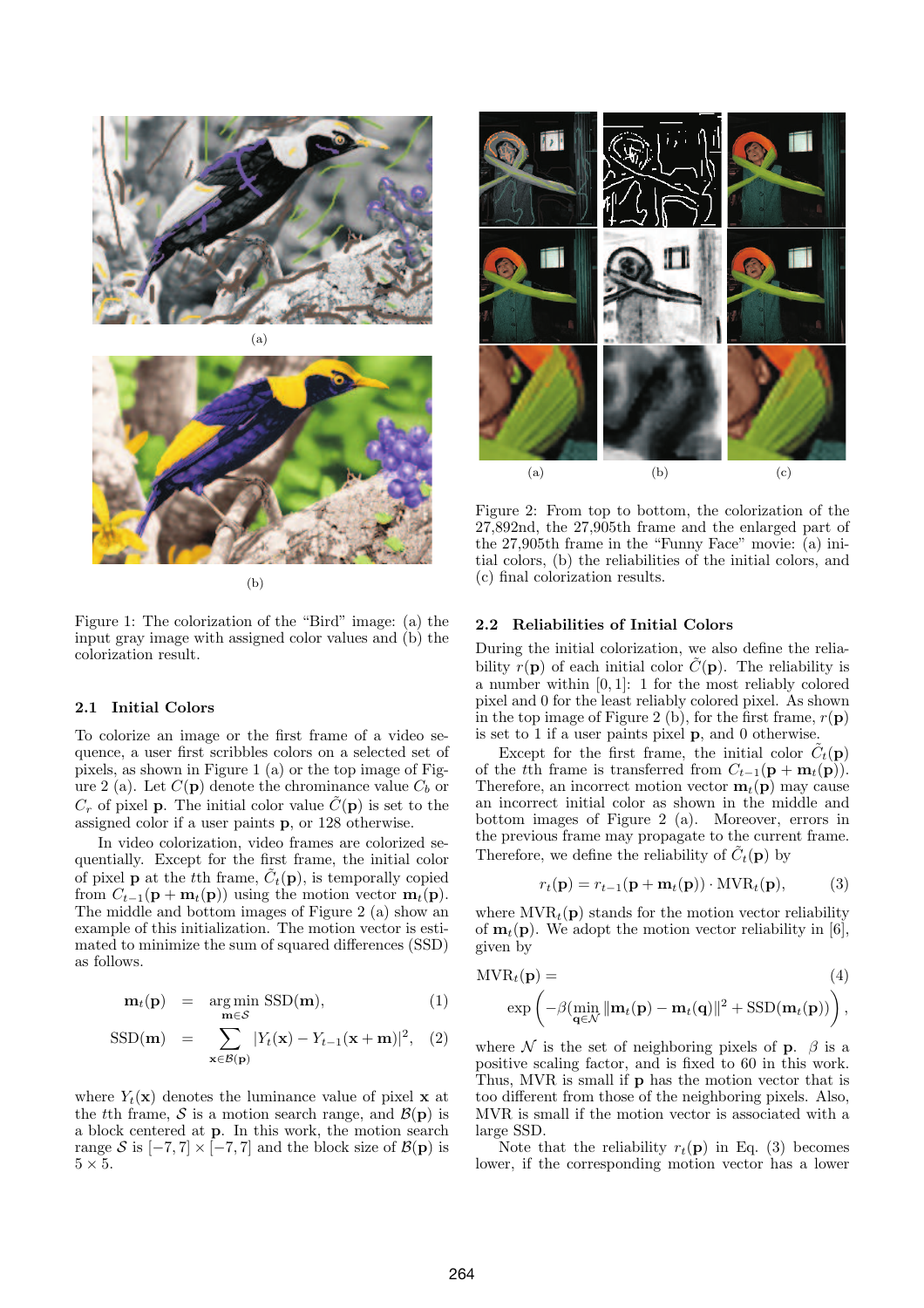(a)

(b)

Figure 1: The colorization of the "Bird" image: (a) the input gray image with assigned color values and (b) the colorization result.

### 2.1 Initial Colors

To colorize an image or the first frame of a video sequence, a user first scribbles colors on a selected set of pixels, as shown in Figure 1 (a) or the top image of Figure 2 (a). Let $C(\mathbf{p})$ denote the chrominance value $C_b$ or $C_r$ of pixel $\mathbf{p}$. The initial color value $\tilde{C}(\mathbf{p})$ is set to the assigned color if a user paints $\mathbf{p}$, or 128 otherwise.

In video colorization, video frames are colorized sequentially. Except for the first frame, the initial color of pixel $\mathbf{p}$ at the $t$th frame, $\tilde{C}_t(\mathbf{p})$, is temporally copied from $C_{t-1}(\mathbf{p} + \mathbf{m}_t(\mathbf{p}))$ using the motion vector $\mathbf{m}_t(\mathbf{p})$. The middle and bottom images of Figure 2 (a) show an example of this initialization. The motion vector is estimated to minimize the sum of squared differences (SSD) as follows.

$$\mathbf{m}_t(\mathbf{p}) = \arg\min_{\mathbf{m} \in \mathcal{S}} \text{SSD}(\mathbf{m}), \tag{1}$$

$$\text{SSD}(\mathbf{m}) = \sum_{\mathbf{x} \in \mathcal{B}(\mathbf{p})} |Y_t(\mathbf{x}) - Y_{t-1}(\mathbf{x} + \mathbf{m})|^2, \tag{2}$$

where $Y_t(\mathbf{x})$ denotes the luminance value of pixel $\mathbf{x}$ at the $t$th frame, $\mathcal{S}$ is a motion search range, and $\mathcal{B}(\mathbf{p})$ is a block centered at $\mathbf{p}$. In this work, the motion search range $\mathcal{S}$ is $[-7, 7] \times [-7, 7]$ and the block size of $\mathcal{B}(\mathbf{p})$ is $5 \times 5$.

(a) (b) (c)

Figure 2: From top to bottom, the colorization of the 27,892nd, the 27,905th frame and the enlarged part of the 27,905th frame in the "Funny Face" movie: (a) initial colors, (b) the reliabilities of the initial colors, and (c) final colorization results.

### 2.2 Reliabilities of Initial Colors

During the initial colorization, we also define the reliability $r(\mathbf{p})$ of each initial color $\tilde{C}(\mathbf{p})$. The reliability is a number within $[0, 1]$: 1 for the most reliably colored pixel and 0 for the least reliably colored pixel. As shown in the top image of Figure 2 (b), for the first frame, $r(\mathbf{p})$ is set to 1 if a user paints pixel $\mathbf{p}$, and 0 otherwise.

Except for the first frame, the initial color $\tilde{C}_t(\mathbf{p})$ of the $t$th frame is transferred from $C_{t-1}(\mathbf{p} + \mathbf{m}_t(\mathbf{p}))$. Therefore, an incorrect motion vector $\mathbf{m}_t(\mathbf{p})$ may cause an incorrect initial color as shown in the middle and bottom images of Figure 2 (a). Moreover, errors in the previous frame may propagate to the current frame. Therefore, we define the reliability of $\tilde{C}_t(\mathbf{p})$ by

$$r_t(\mathbf{p}) = r_{t-1}(\mathbf{p} + \mathbf{m}_t(\mathbf{p})) \cdot \text{MVR}_t(\mathbf{p}), \tag{3}$$

where $\text{MVR}_t(\mathbf{p})$ stands for the motion vector reliability of $\mathbf{m}_t(\mathbf{p})$. We adopt the motion vector reliability in [6], given by

$$\text{MVR}_t(\mathbf{p}) = \exp\left(-\beta(\min_{\mathbf{q} \in \mathcal{N}} \|\mathbf{m}_t(\mathbf{p}) - \mathbf{m}_t(\mathbf{q})\|^2 + \text{SSD}(\mathbf{m}_t(\mathbf{p}))\right), \tag{4}$$

where $\mathcal{N}$ is the set of neighboring pixels of $\mathbf{p}$. $\beta$ is a positive scaling factor, and is fixed to 60 in this work. Thus, MVR is small if $\mathbf{p}$ has the motion vector that is too different from those of the neighboring pixels. Also, MVR is small if the motion vector is associated with a large SSD.

Note that the reliability $r_t(\mathbf{p})$ in Eq. (3) becomes lower, if the corresponding motion vector has a lower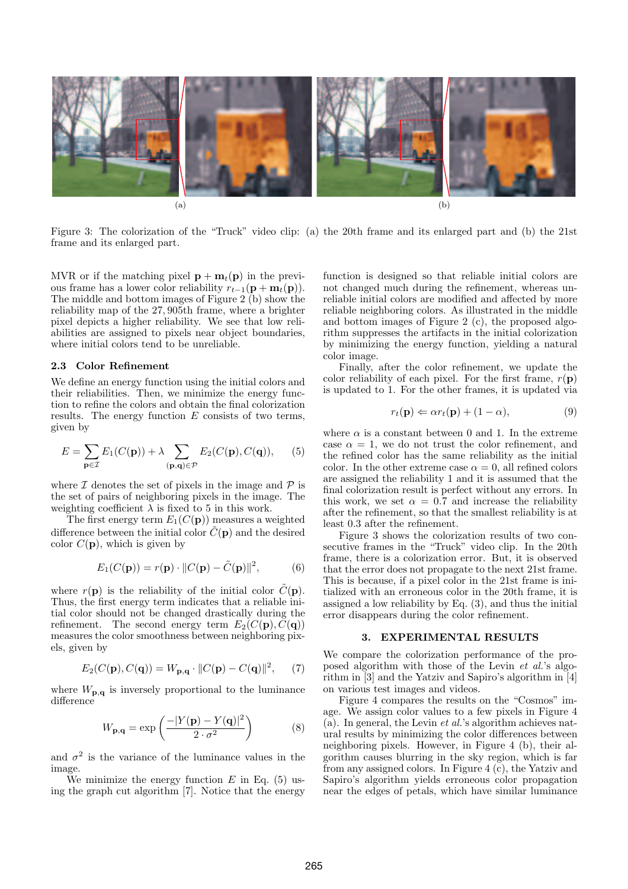(a)

(b)

Figure 3: The colorization of the "Truck" video clip: (a) the 20th frame and its enlarged part and (b) the 21st frame and its enlarged part.

MVR or if the matching pixel $\mathbf{p} + \mathbf{m}_t(\mathbf{p})$ in the previous frame has a lower color reliability $r_{t-1}(\mathbf{p} + \mathbf{m}_t(\mathbf{p}))$. The middle and bottom images of Figure 2 (b) show the reliability map of the 27, 905th frame, where a brighter pixel depicts a higher reliability. We see that low reliabilities are assigned to pixels near object boundaries, where initial colors tend to be unreliable.

### 2.3 Color Refinement

We define an energy function using the initial colors and their reliabilities. Then, we minimize the energy function to refine the colors and obtain the final colorization results. The energy function $E$ consists of two terms, given by

$$E = \sum_{\mathbf{p} \in \mathcal{I}} E_1(C(\mathbf{p})) + \lambda \sum_{(\mathbf{p},\mathbf{q}) \in \mathcal{P}} E_2(C(\mathbf{p}), C(\mathbf{q})), \tag{5}$$

where $\mathcal{I}$ denotes the set of pixels in the image and $\mathcal{P}$ is the set of pairs of neighboring pixels in the image. The weighting coefficient $\lambda$ is fixed to 5 in this work.

The first energy term $E_1(C(\mathbf{p}))$ measures a weighted difference between the initial color $\tilde{C}(\mathbf{p})$ and the desired color $C(\mathbf{p})$, which is given by

$$E_1(C(\mathbf{p})) = r(\mathbf{p}) \cdot \|C(\mathbf{p}) - \tilde{C}(\mathbf{p})\|^2, \tag{6}$$

where $r(\mathbf{p})$ is the reliability of the initial color $\tilde{C}(\mathbf{p})$. Thus, the first energy term indicates that a reliable initial color should not be changed drastically during the refinement. The second energy term $E_2(C(\mathbf{p}), C(\mathbf{q}))$ measures the color smoothness between neighboring pixels, given by

$$E_2(C(\mathbf{p}), C(\mathbf{q})) = W_{\mathbf{p},\mathbf{q}} \cdot \|C(\mathbf{p}) - C(\mathbf{q})\|^2, \tag{7}$$

where $W_{\mathbf{p},\mathbf{q}}$ is inversely proportional to the luminance difference

$$W_{\mathbf{p},\mathbf{q}} = \exp\left(\frac{-|Y(\mathbf{p}) - Y(\mathbf{q})|^2}{2 \cdot \sigma^2}\right) \tag{8}$$

and $\sigma^2$ is the variance of the luminance values in the image.

We minimize the energy function $E$ in Eq. (5) using the graph cut algorithm [7]. Notice that the energy function is designed so that reliable initial colors are not changed much during the refinement, whereas unreliable initial colors are modified and affected by more reliable neighboring colors. As illustrated in the middle and bottom images of Figure 2 (c), the proposed algorithm suppresses the artifacts in the initial colorization by minimizing the energy function, yielding a natural color image.

Finally, after the color refinement, we update the color reliability of each pixel. For the first frame, $r(\mathbf{p})$ is updated to 1. For the other frames, it is updated via

$$r_t(\mathbf{p}) \Leftarrow \alpha r_t(\mathbf{p}) + (1 - \alpha), \tag{9}$$

where $\alpha$ is a constant between 0 and 1. In the extreme case $\alpha = 1$, we do not trust the color refinement, and the refined color has the same reliability as the initial color. In the other extreme case $\alpha = 0$, all refined colors are assigned the reliability 1 and it is assumed that the final colorization result is perfect without any errors. In this work, we set $\alpha = 0.7$ and increase the reliability after the refinement, so that the smallest reliability is at least 0.3 after the refinement.

Figure 3 shows the colorization results of two consecutive frames in the "Truck" video clip. In the 20th frame, there is a colorization error. But, it is observed that the error does not propagate to the next 21st frame. This is because, if a pixel color in the 21st frame is initialized with an erroneous color in the 20th frame, it is assigned a low reliability by Eq. (3), and thus the initial error disappears during the color refinement.

## 3. EXPERIMENTAL RESULTS

We compare the colorization performance of the proposed algorithm with those of the Levin *et al.*'s algorithm in [3] and the Yatziv and Sapiro's algorithm in [4] on various test images and videos.

Figure 4 compares the results on the "Cosmos" image. We assign color values to a few pixels in Figure 4 (a). In general, the Levin *et al.*'s algorithm achieves natural results by minimizing the color differences between neighboring pixels. However, in Figure 4 (b), their algorithm causes blurring in the sky region, which is far from any assigned colors. In Figure 4 (c), the Yatziv and Sapiro's algorithm yields erroneous color propagation near the edges of petals, which have similar luminance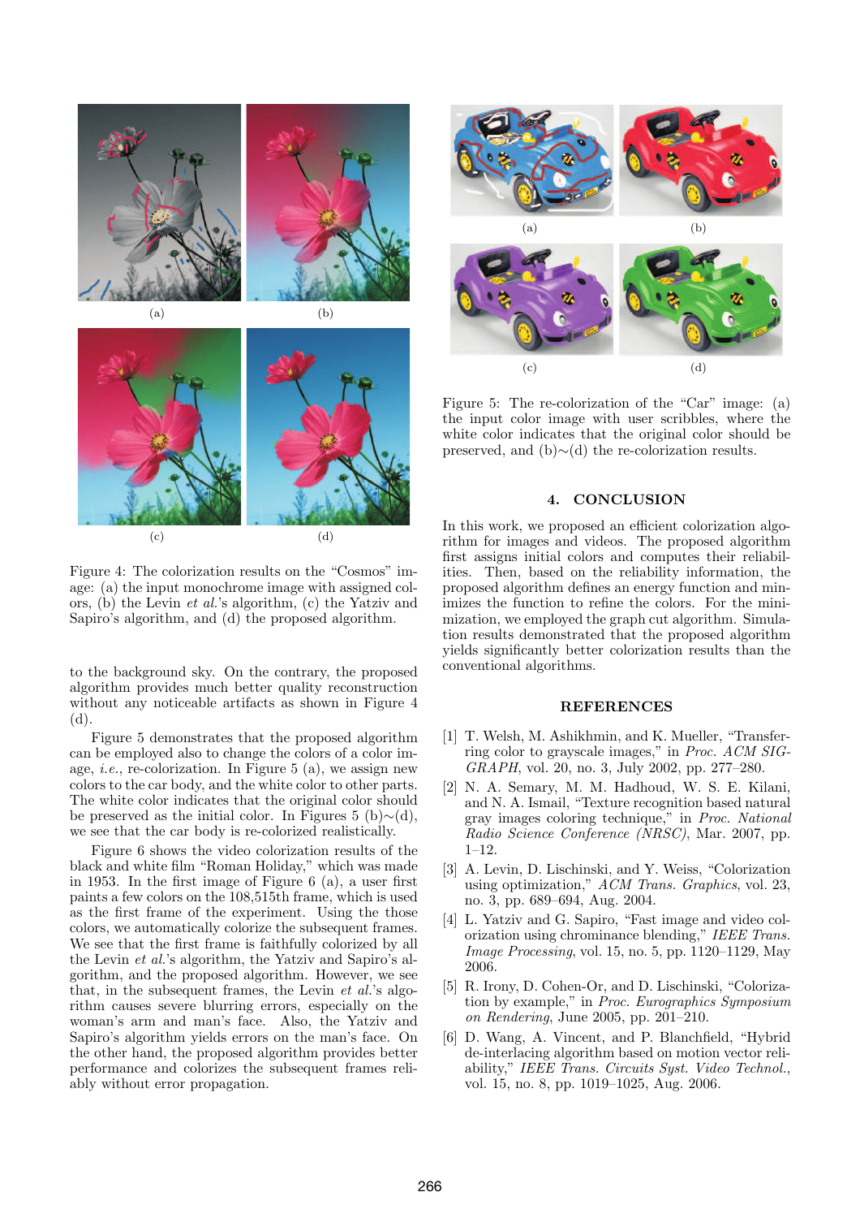(a) (b)

(c) (d)

Figure 4: The colorization results on the "Cosmos" image: (a) the input monochrome image with assigned colors, (b) the Levin *et al.*'s algorithm, (c) the Yatziv and Sapiro's algorithm, and (d) the proposed algorithm.

to the background sky. On the contrary, the proposed algorithm provides much better quality reconstruction without any noticeable artifacts as shown in Figure 4 (d).

Figure 5 demonstrates that the proposed algorithm can be employed also to change the colors of a color image, *i.e.*, re-colorization. In Figure 5 (a), we assign new colors to the car body, and the white color to other parts. The white color indicates that the original color should be preserved as the initial color. In Figures 5 (b)∼(d), we see that the car body is re-colorized realistically.

Figure 6 shows the video colorization results of the black and white film "Roman Holiday," which was made in 1953. In the first image of Figure 6 (a), a user first paints a few colors on the 108,515th frame, which is used as the first frame of the experiment. Using the those colors, we automatically colorize the subsequent frames. We see that the first frame is faithfully colorized by all the Levin *et al.*'s algorithm, the Yatziv and Sapiro's algorithm, and the proposed algorithm. However, we see that, in the subsequent frames, the Levin *et al.*'s algorithm causes severe blurring errors, especially on the woman's arm and man's face. Also, the Yatziv and Sapiro's algorithm yields errors on the man's face. On the other hand, the proposed algorithm provides better performance and colorizes the subsequent frames reliably without error propagation.

(a) (b)

(c) (d)

Figure 5: The re-colorization of the "Car" image: (a) the input color image with user scribbles, where the white color indicates that the original color should be preserved, and (b)∼(d) the re-colorization results.

## 4. CONCLUSION

In this work, we proposed an efficient colorization algorithm for images and videos. The proposed algorithm first assigns initial colors and computes their reliabilities. Then, based on the reliability information, the proposed algorithm defines an energy function and minimizes the function to refine the colors. For the minimization, we employed the graph cut algorithm. Simulation results demonstrated that the proposed algorithm yields significantly better colorization results than the conventional algorithms.

## REFERENCES

[1] T. Welsh, M. Ashikhmin, and K. Mueller, "Transferring color to grayscale images," in *Proc. ACM SIGGRAPH*, vol. 20, no. 3, July 2002, pp. 277–280.

[2] N. A. Semary, M. M. Hadhoud, W. S. E. Kilani, and N. A. Ismail, "Texture recognition based natural gray images coloring technique," in *Proc. National Radio Science Conference (NRSC)*, Mar. 2007, pp. 1–12.

[3] A. Levin, D. Lischinski, and Y. Weiss, "Colorization using optimization," *ACM Trans. Graphics*, vol. 23, no. 3, pp. 689–694, Aug. 2004.

[4] L. Yatziv and G. Sapiro, "Fast image and video colorization using chrominance blending," *IEEE Trans. Image Processing*, vol. 15, no. 5, pp. 1120–1129, May 2006.

[5] R. Irony, D. Cohen-Or, and D. Lischinski, "Colorization by example," in *Proc. Eurographics Symposium on Rendering*, June 2005, pp. 201–210.

[6] D. Wang, A. Vincent, and P. Blanchfield, "Hybrid de-interlacing algorithm based on motion vector reliability," *IEEE Trans. Circuits Syst. Video Technol.*, vol. 15, no. 8, pp. 1019–1025, Aug. 2006.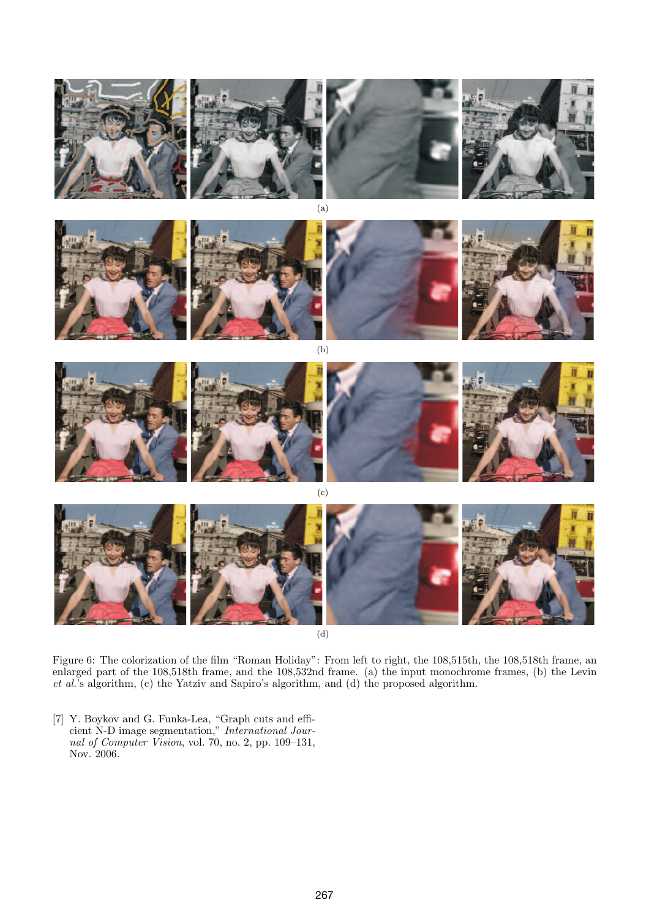(a)

(b)

(c)

(d)

Figure 6: The colorization of the film "Roman Holiday": From left to right, the 108,515th, the 108,518th frame, an enlarged part of the 108,518th frame, and the 108,532nd frame. (a) the input monochrome frames, (b) the Levin *et al.*'s algorithm, (c) the Yatziv and Sapiro's algorithm, and (d) the proposed algorithm.

[7] Y. Boykov and G. Funka-Lea, "Graph cuts and efficient N-D image segmentation," *International Journal of Computer Vision*, vol. 70, no. 2, pp. 109–131, Nov. 2006.